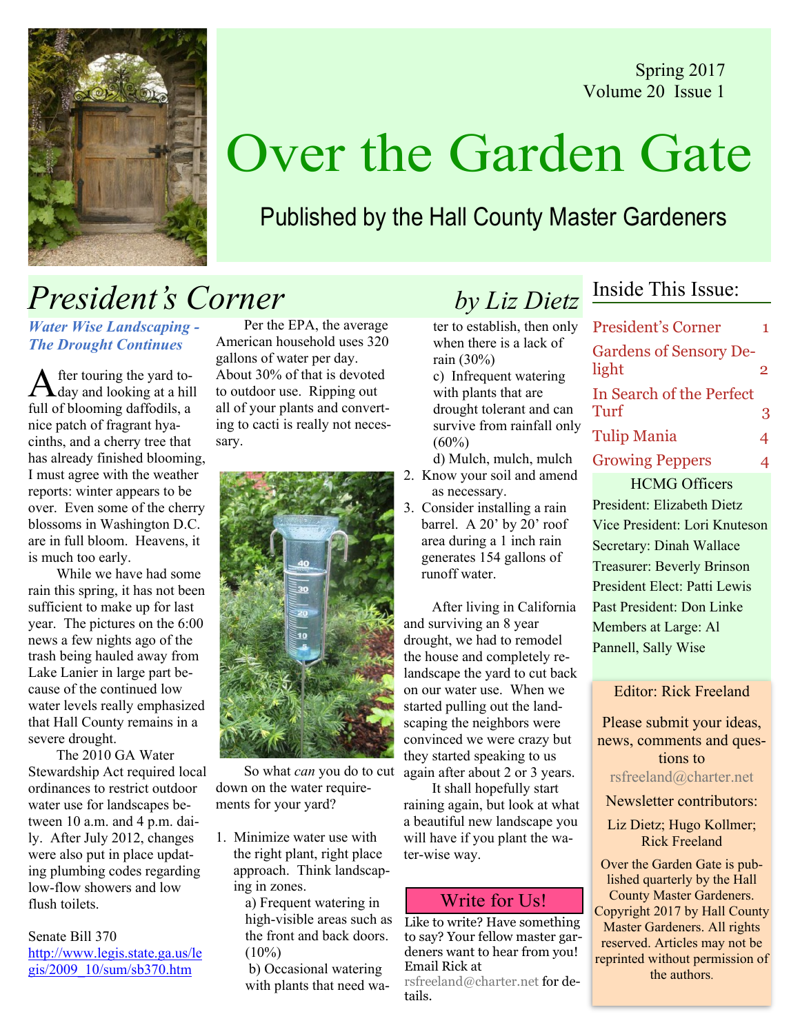Spring 2017
Volume 20 Issue 1

# Over the Garden Gate

Published by the Hall County Master Gardeners

## President's Corner

*by Liz Dietz*

### *Water Wise Landscaping - The Drought Continues*

After touring the yard today and looking at a hill full of blooming daffodils, a nice patch of fragrant hyacinths, and a cherry tree that has already finished blooming, I must agree with the weather reports: winter appears to be over. Even some of the cherry blossoms in Washington D.C. are in full bloom. Heavens, it is much too early.

While we have had some rain this spring, it has not been sufficient to make up for last year. The pictures on the 6:00 news a few nights ago of the trash being hauled away from Lake Lanier in large part because of the continued low water levels really emphasized that Hall County remains in a severe drought.

The 2010 GA Water Stewardship Act required local ordinances to restrict outdoor water use for landscapes between 10 a.m. and 4 p.m. daily. After July 2012, changes were also put in place updating plumbing codes regarding low-flow showers and low flush toilets.

Senate Bill 370
http://www.legis.state.ga.us/legis/2009_10/sum/sb370.htm

Per the EPA, the average American household uses 320 gallons of water per day. About 30% of that is devoted to outdoor use. Ripping out all of your plants and converting to cacti is really not necessary.

So what *can* you do to cut down on the water requirements for your yard?

1. Minimize water use with the right plant, right place approach. Think landscaping in zones.
   a) Frequent watering in high-visible areas such as the front and back doors. (10%)
   b) Occasional watering with plants that need water to establish, then only when there is a lack of rain (30%)
   c) Infrequent watering with plants that are drought tolerant and can survive from rainfall only (60%)
   d) Mulch, mulch, mulch
2. Know your soil and amend as necessary.
3. Consider installing a rain barrel. A 20' by 20' roof area during a 1 inch rain generates 154 gallons of runoff water.

After living in California and surviving an 8 year drought, we had to remodel the house and completely re-landscape the yard to cut back on our water use. When we started pulling out the landscaping the neighbors were convinced we were crazy but they started speaking to us again after about 2 or 3 years.

It shall hopefully start raining again, but look at what a beautiful new landscape you will have if you plant the water-wise way.

### Write for Us!

Like to write? Have something to say? Your fellow master gardeners want to hear from you! Email Rick at rsfreeland@charter.net for details.

### Inside This Issue:

- President's Corner 1
- Gardens of Sensory Delight 2
- In Search of the Perfect Turf 3
- Tulip Mania 4
- Growing Peppers 4

### HCMG Officers

President: Elizabeth Dietz
Vice President: Lori Knuteson
Secretary: Dinah Wallace
Treasurer: Beverly Brinson
President Elect: Patti Lewis
Past President: Don Linke
Members at Large: Al Pannell, Sally Wise

Editor: Rick Freeland

Please submit your ideas, news, comments and questions to
rsfreeland@charter.net

Newsletter contributors:

Liz Dietz; Hugo Kollmer; Rick Freeland

Over the Garden Gate is published quarterly by the Hall County Master Gardeners. Copyright 2017 by Hall County Master Gardeners. All rights reserved. Articles may not be reprinted without permission of the authors.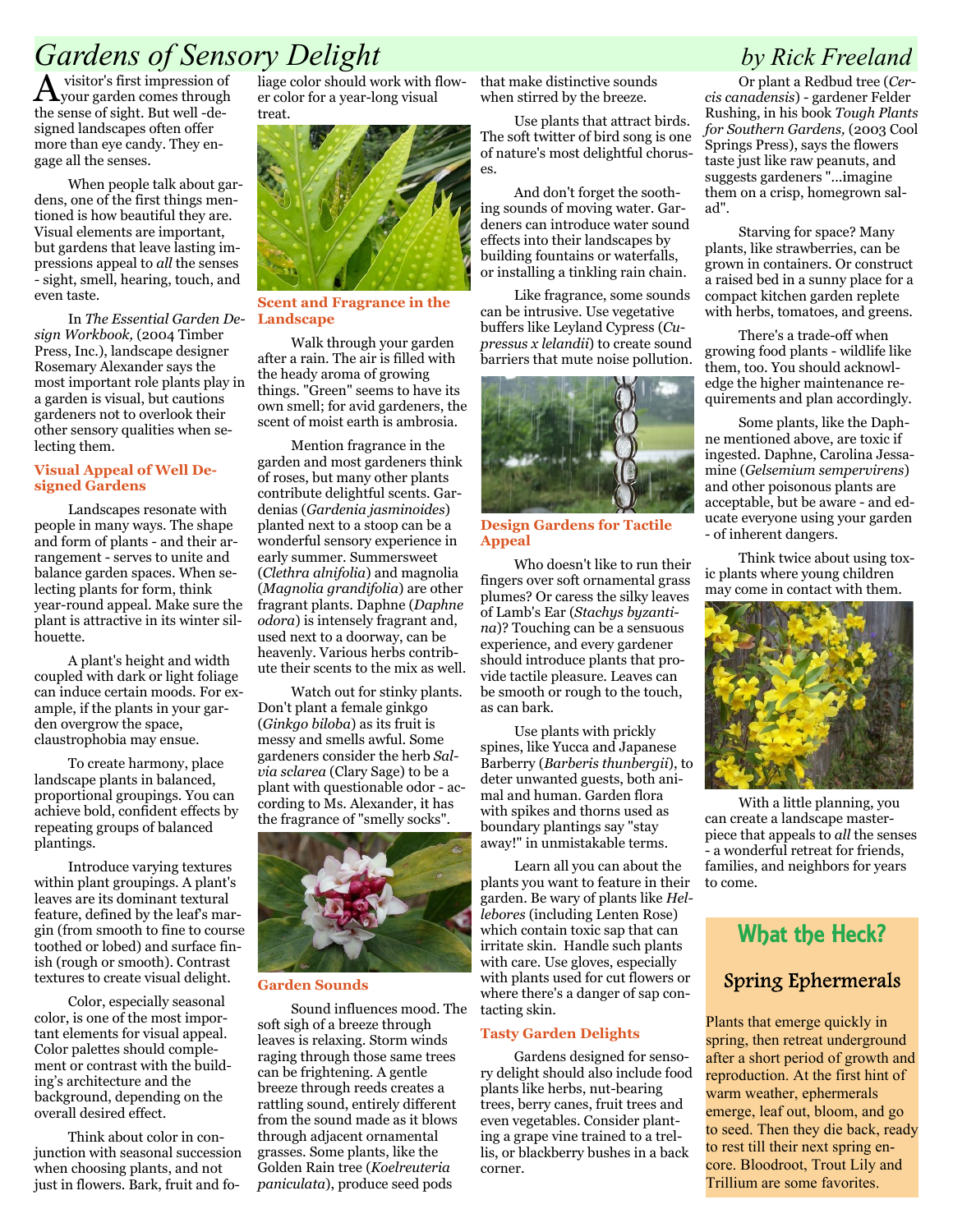# Gardens of Sensory Delight

*by Rick Freeland*

A visitor's first impression of your garden comes through the sense of sight. But well -designed landscapes often offer more than eye candy. They engage all the senses.

When people talk about gardens, one of the first things mentioned is how beautiful they are. Visual elements are important, but gardens that leave lasting impressions appeal to *all* the senses - sight, smell, hearing, touch, and even taste.

In *The Essential Garden Design Workbook,* (2004 Timber Press, Inc.), landscape designer Rosemary Alexander says the most important role plants play in a garden is visual, but cautions gardeners not to overlook their other sensory qualities when selecting them.

### Visual Appeal of Well Designed Gardens

Landscapes resonate with people in many ways. The shape and form of plants - and their arrangement - serves to unite and balance garden spaces. When selecting plants for form, think year-round appeal. Make sure the plant is attractive in its winter silhouette.

A plant's height and width coupled with dark or light foliage can induce certain moods. For example, if the plants in your garden overgrow the space, claustrophobia may ensue.

To create harmony, place landscape plants in balanced, proportional groupings. You can achieve bold, confident effects by repeating groups of balanced plantings.

Introduce varying textures within plant groupings. A plant's leaves are its dominant textural feature, defined by the leaf's margin (from smooth to fine to course toothed or lobed) and surface finish (rough or smooth). Contrast textures to create visual delight.

Color, especially seasonal color, is one of the most important elements for visual appeal. Color palettes should complement or contrast with the building's architecture and the background, depending on the overall desired effect.

Think about color in conjunction with seasonal succession when choosing plants, and not just in flowers. Bark, fruit and foliage color should work with flower color for a year-long visual treat.

### Scent and Fragrance in the Landscape

Walk through your garden after a rain. The air is filled with the heady aroma of growing things. "Green" seems to have its own smell; for avid gardeners, the scent of moist earth is ambrosia.

Mention fragrance in the garden and most gardeners think of roses, but many other plants contribute delightful scents. Gardenias (*Gardenia jasminoides*) planted next to a stoop can be a wonderful sensory experience in early summer. Summersweet (*Clethra alnifolia*) and magnolia (*Magnolia grandifolia*) are other fragrant plants. Daphne (*Daphne odora*) is intensely fragrant and, used next to a doorway, can be heavenly. Various herbs contribute their scents to the mix as well.

Watch out for stinky plants. Don't plant a female ginkgo (*Ginkgo biloba*) as its fruit is messy and smells awful. Some gardeners consider the herb *Salvia sclarea* (Clary Sage) to be a plant with questionable odor - according to Ms. Alexander, it has the fragrance of "smelly socks".

### Garden Sounds

Sound influences mood. The soft sigh of a breeze through leaves is relaxing. Storm winds raging through those same trees can be frightening. A gentle breeze through reeds creates a rattling sound, entirely different from the sound made as it blows through adjacent ornamental grasses. Some plants, like the Golden Rain tree (*Koelreuteria paniculata*), produce seed pods that make distinctive sounds when stirred by the breeze.

Use plants that attract birds. The soft twitter of bird song is one of nature's most delightful choruses.

And don't forget the soothing sounds of moving water. Gardeners can introduce water sound effects into their landscapes by building fountains or waterfalls, or installing a tinkling rain chain.

Like fragrance, some sounds can be intrusive. Use vegetative buffers like Leyland Cypress (*Cupressus x lelandii*) to create sound barriers that mute noise pollution.

### Design Gardens for Tactile Appeal

Who doesn't like to run their fingers over soft ornamental grass plumes? Or caress the silky leaves of Lamb's Ear (*Stachys byzantina*)? Touching can be a sensuous experience, and every gardener should introduce plants that provide tactile pleasure. Leaves can be smooth or rough to the touch, as can bark.

Use plants with prickly spines, like Yucca and Japanese Barberry (*Barberis thunbergii*), to deter unwanted guests, both animal and human. Garden flora with spikes and thorns used as boundary plantings say "stay away!" in unmistakable terms.

Learn all you can about the plants you want to feature in their garden. Be wary of plants like *Hellebores* (including Lenten Rose) which contain toxic sap that can irritate skin. Handle such plants with care. Use gloves, especially with plants used for cut flowers or where there's a danger of sap contacting skin.

### Tasty Garden Delights

Gardens designed for sensory delight should also include food plants like herbs, nut-bearing trees, berry canes, fruit trees and even vegetables. Consider planting a grape vine trained to a trellis, or blackberry bushes in a back corner.

Or plant a Redbud tree (*Cercis canadensis*) - gardener Felder Rushing, in his book *Tough Plants for Southern Gardens,* (2003 Cool Springs Press), says the flowers taste just like raw peanuts, and suggests gardeners "...imagine them on a crisp, homegrown salad".

Starving for space? Many plants, like strawberries, can be grown in containers. Or construct a raised bed in a sunny place for a compact kitchen garden replete with herbs, tomatoes, and greens.

There's a trade-off when growing food plants - wildlife like them, too. You should acknowledge the higher maintenance requirements and plan accordingly.

Some plants, like the Daphne mentioned above, are toxic if ingested. Daphne, Carolina Jessamine (*Gelsemium sempervirens*) and other poisonous plants are acceptable, but be aware - and educate everyone using your garden - of inherent dangers.

Think twice about using toxic plants where young children may come in contact with them.

With a little planning, you can create a landscape masterpiece that appeals to *all* the senses - a wonderful retreat for friends, families, and neighbors for years to come.

## What the Heck?

### Spring Ephermerals

Plants that emerge quickly in spring, then retreat underground after a short period of growth and reproduction. At the first hint of warm weather, ephermerals emerge, leaf out, bloom, and go to seed. Then they die back, ready to rest till their next spring encore. Bloodroot, Trout Lily and Trillium are some favorites.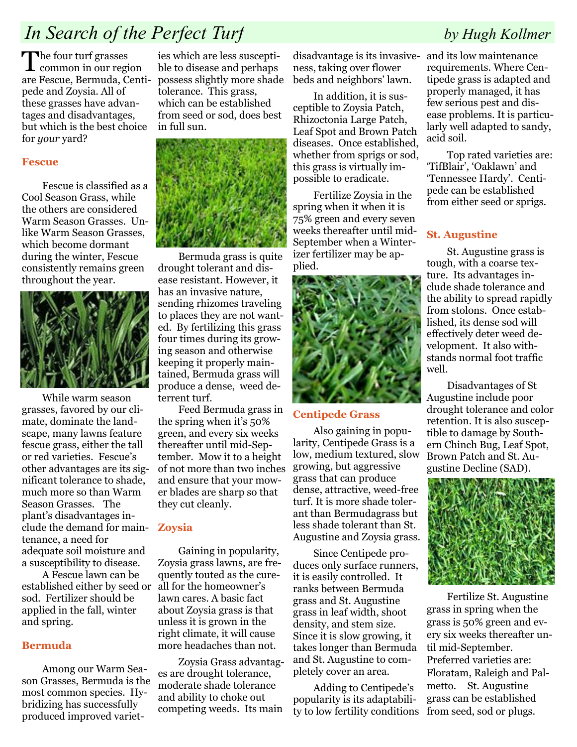# *In Search of the Perfect Turf*

*by Hugh Kollmer*

The four turf grasses common in our region are Fescue, Bermuda, Centipede and Zoysia. All of these grasses have advantages and disadvantages, but which is the best choice for *your* yard?

### Fescue

Fescue is classified as a Cool Season Grass, while the others are considered Warm Season Grasses. Unlike Warm Season Grasses, which become dormant during the winter, Fescue consistently remains green throughout the year.

While warm season grasses, favored by our climate, dominate the landscape, many lawns feature fescue grass, either the tall or red varieties. Fescue's other advantages are its significant tolerance to shade, much more so than Warm Season Grasses. The plant's disadvantages include the demand for maintenance, a need for adequate soil moisture and a susceptibility to disease.

A Fescue lawn can be established either by seed or sod. Fertilizer should be applied in the fall, winter and spring.

### Bermuda

Among our Warm Season Grasses, Bermuda is the most common species. Hybridizing has successfully produced improved varieties which are less susceptible to disease and perhaps possess slightly more shade tolerance. This grass, which can be established from seed or sod, does best in full sun.

Bermuda grass is quite drought tolerant and disease resistant. However, it has an invasive nature, sending rhizomes traveling to places they are not wanted. By fertilizing this grass four times during its growing season and otherwise keeping it properly maintained, Bermuda grass will produce a dense, weed deterrent turf.

Feed Bermuda grass in the spring when it's 50% green, and every six weeks thereafter until mid-September. Mow it to a height of not more than two inches and ensure that your mower blades are sharp so that they cut cleanly.

### Zoysia

Gaining in popularity, Zoysia grass lawns, are frequently touted as the cure-all for the homeowner's lawn cares. A basic fact about Zoysia grass is that unless it is grown in the right climate, it will cause more headaches than not.

Zoysia Grass advantages are drought tolerance, moderate shade tolerance and ability to choke out competing weeds. Its main disadvantage is its invasiveness, taking over flower beds and neighbors' lawn.

In addition, it is susceptible to Zoysia Patch, Rhizoctonia Large Patch, Leaf Spot and Brown Patch diseases. Once established, whether from sprigs or sod, this grass is virtually impossible to eradicate.

Fertilize Zoysia in the spring when it when it is 75% green and every seven weeks thereafter until mid-September when a Winterizer fertilizer may be applied.

### Centipede Grass

Also gaining in popularity, Centipede Grass is a low, medium textured, slow growing, but aggressive grass that can produce dense, attractive, weed-free turf. It is more shade tolerant than Bermudagrass but less shade tolerant than St. Augustine and Zoysia grass.

Since Centipede produces only surface runners, it is easily controlled. It ranks between Bermuda grass and St. Augustine grass in leaf width, shoot density, and stem size. Since it is slow growing, it takes longer than Bermuda and St. Augustine to completely cover an area.

Adding to Centipede's popularity is its adaptability to low fertility conditions and its low maintenance requirements. Where Centipede grass is adapted and properly managed, it has few serious pest and disease problems. It is particularly well adapted to sandy, acid soil.

Top rated varieties are: 'TifBlair', 'Oaklawn' and 'Tennessee Hardy'. Centipede can be established from either seed or sprigs.

### St. Augustine

St. Augustine grass is tough, with a coarse texture. Its advantages include shade tolerance and the ability to spread rapidly from stolons. Once established, its dense sod will effectively deter weed development. It also withstands normal foot traffic well.

Disadvantages of St Augustine include poor drought tolerance and color retention. It is also susceptible to damage by Southern Chinch Bug, Leaf Spot, Brown Patch and St. Augustine Decline (SAD).

Fertilize St. Augustine grass in spring when the grass is 50% green and every six weeks thereafter until mid-September. Preferred varieties are: Floratam, Raleigh and Palmetto. St. Augustine grass can be established from seed, sod or plugs.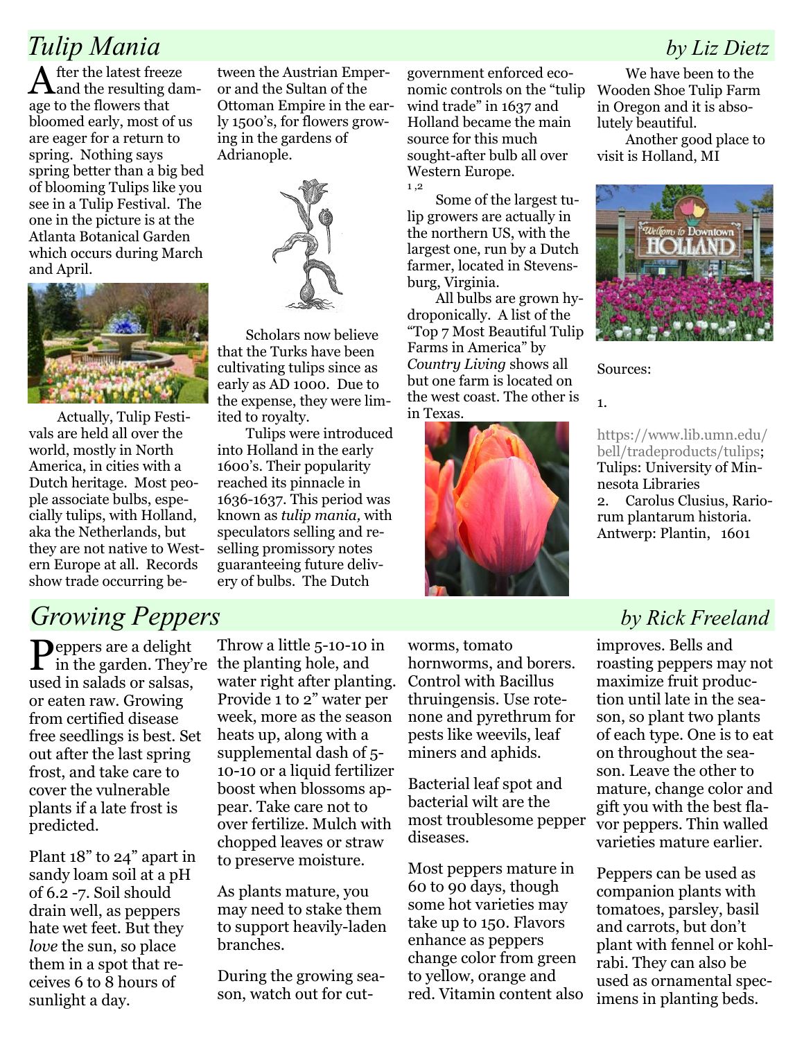# Tulip Mania

*by Liz Dietz*

After the latest freeze and the resulting damage to the flowers that bloomed early, most of us are eager for a return to spring. Nothing says spring better than a big bed of blooming Tulips like you see in a Tulip Festival. The one in the picture is at the Atlanta Botanical Garden which occurs during March and April.

Actually, Tulip Festivals are held all over the world, mostly in North America, in cities with a Dutch heritage. Most people associate bulbs, especially tulips, with Holland, aka the Netherlands, but they are not native to Western Europe at all. Records show trade occurring between the Austrian Emperor and the Sultan of the Ottoman Empire in the early 1500's, for flowers growing in the gardens of Adrianople.

Scholars now believe that the Turks have been cultivating tulips since as early as AD 1000. Due to the expense, they were limited to royalty.

Tulips were introduced into Holland in the early 1600's. Their popularity reached its pinnacle in 1636-1637. This period was known as *tulip mania,* with speculators selling and reselling promissory notes guaranteeing future delivery of bulbs. The Dutch government enforced economic controls on the "tulip wind trade" in 1637 and Holland became the main source for this much sought-after bulb all over Western Europe. [1,2]

Some of the largest tulip growers are actually in the northern US, with the largest one, run by a Dutch farmer, located in Stevensburg, Virginia.

All bulbs are grown hydroponically. A list of the "Top 7 Most Beautiful Tulip Farms in America" by *Country Living* shows all but one farm is located on the west coast. The other is in Texas.

We have been to the Wooden Shoe Tulip Farm in Oregon and it is absolutely beautiful.

Another good place to visit is Holland, MI

Sources:

1. https://www.lib.umn.edu/bell/tradeproducts/tulips; Tulips: University of Minnesota Libraries
2. Carolus Clusius, Rariorum plantarum historia. Antwerp: Plantin, 1601

# Growing Peppers

*by Rick Freeland*

Peppers are a delight in the garden. They're used in salads or salsas, or eaten raw. Growing from certified disease free seedlings is best. Set out after the last spring frost, and take care to cover the vulnerable plants if a late frost is predicted.

Plant 18" to 24" apart in sandy loam soil at a pH of 6.2 -7. Soil should drain well, as peppers hate wet feet. But they *love* the sun, so place them in a spot that receives 6 to 8 hours of sunlight a day.

Throw a little 5-10-10 in the planting hole, and water right after planting. Provide 1 to 2" water per week, more as the season heats up, along with a supplemental dash of 5-10-10 or a liquid fertilizer boost when blossoms appear. Take care not to over fertilize. Mulch with chopped leaves or straw to preserve moisture.

As plants mature, you may need to stake them to support heavily-laden branches.

During the growing season, watch out for cutworms, tomato hornworms, and borers. Control with Bacillus thuringensis. Use rotenone and pyrethrum for pests like weevils, leaf miners and aphids.

Bacterial leaf spot and bacterial wilt are the most troublesome pepper diseases.

Most peppers mature in 60 to 90 days, though some hot varieties may take up to 150. Flavors enhance as peppers change color from green to yellow, orange and red. Vitamin content also improves. Bells and roasting peppers may not maximize fruit production until late in the season, so plant two plants of each type. One is to eat on throughout the season. Leave the other to mature, change color and gift you with the best flavor peppers. Thin walled varieties mature earlier.

Peppers can be used as companion plants with tomatoes, parsley, basil and carrots, but don't plant with fennel or kohlrabi. They can also be used as ornamental specimens in planting beds.